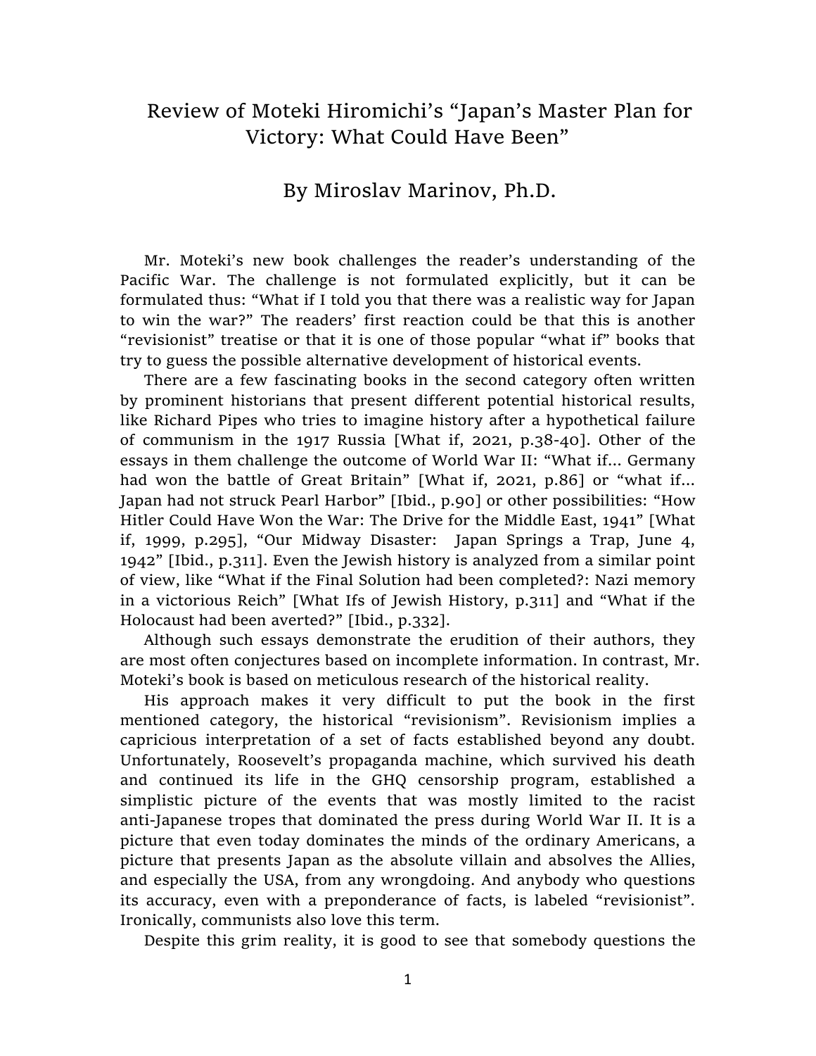# Review of Moteki Hiromichi's "Japan's Master Plan for Victory: What Could Have Been"

## By Miroslav Marinov, Ph.D.

Mr. Moteki's new book challenges the reader's understanding of the Pacific War. The challenge is not formulated explicitly, but it can be formulated thus: "What if I told you that there was a realistic way for Japan to win the war?" The readers' first reaction could be that this is another "revisionist" treatise or that it is one of those popular "what if" books that try to guess the possible alternative development of historical events.

There are a few fascinating books in the second category often written by prominent historians that present different potential historical results, like Richard Pipes who tries to imagine history after a hypothetical failure of communism in the 1917 Russia [What if, 2021, p.38-40]. Other of the essays in them challenge the outcome of World War II: "What if... Germany had won the battle of Great Britain" [What if, 2021, p.86] or "what if... Japan had not struck Pearl Harbor" [Ibid., p.90] or other possibilities: "How Hitler Could Have Won the War: The Drive for the Middle East, 1941" [What if, 1999, p.295], "Our Midway Disaster: Japan Springs a Trap, June 4, 1942" [Ibid., p.311]. Even the Jewish history is analyzed from a similar point of view, like "What if the Final Solution had been completed?: Nazi memory in a victorious Reich" [What Ifs of Jewish History, p.311] and "What if the Holocaust had been averted?" [Ibid., p.332].

Although such essays demonstrate the erudition of their authors, they are most often conjectures based on incomplete information. In contrast, Mr. Moteki's book is based on meticulous research of the historical reality.

His approach makes it very difficult to put the book in the first mentioned category, the historical "revisionism". Revisionism implies a capricious interpretation of a set of facts established beyond any doubt. Unfortunately, Roosevelt's propaganda machine, which survived his death and continued its life in the GHQ censorship program, established a simplistic picture of the events that was mostly limited to the racist anti-Japanese tropes that dominated the press during World War II. It is a picture that even today dominates the minds of the ordinary Americans, a picture that presents Japan as the absolute villain and absolves the Allies, and especially the USA, from any wrongdoing. And anybody who questions its accuracy, even with a preponderance of facts, is labeled "revisionist". Ironically, communists also love this term.

Despite this grim reality, it is good to see that somebody questions the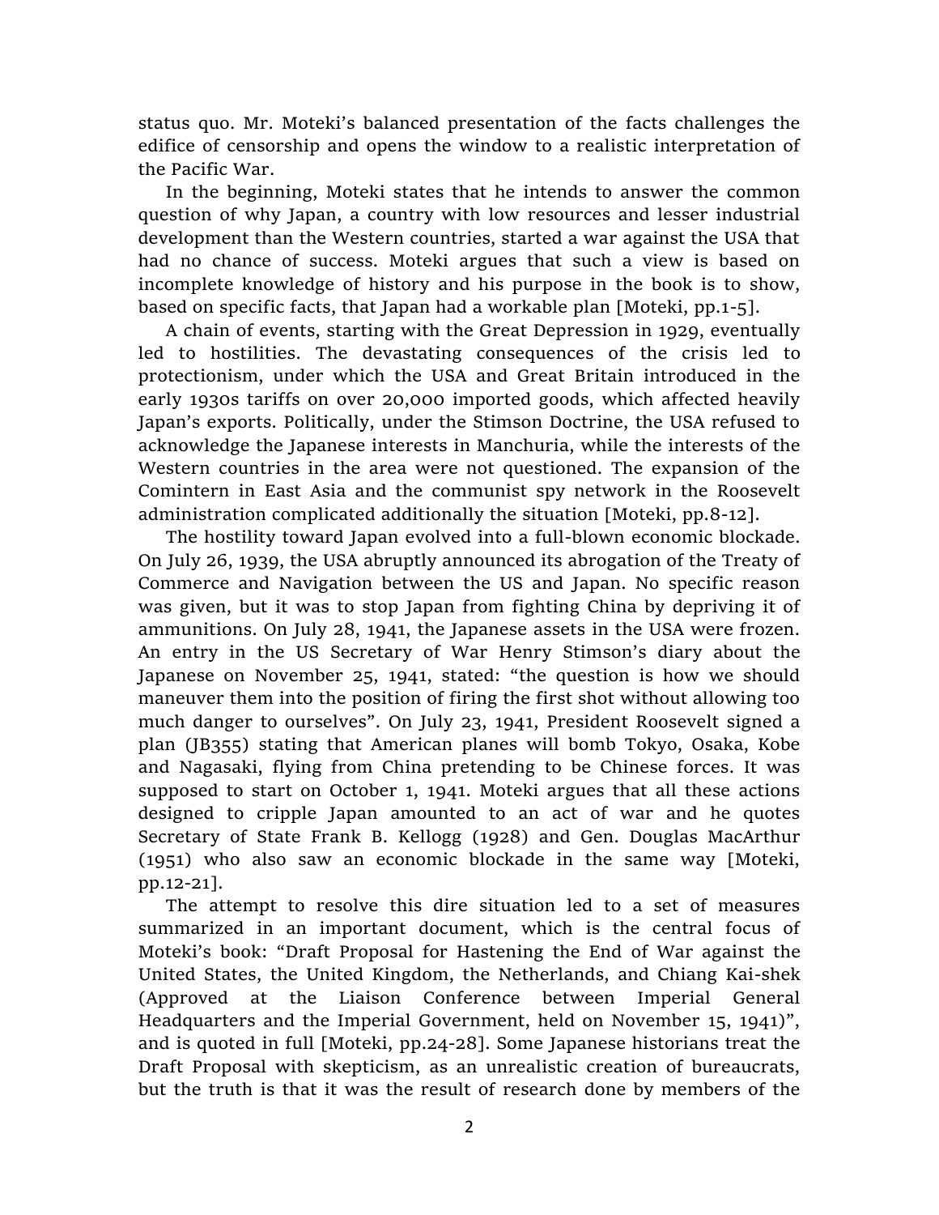status quo. Mr. Moteki's balanced presentation of the facts challenges the edifice of censorship and opens the window to a realistic interpretation of the Pacific War.

In the beginning, Moteki states that he intends to answer the common question of why Japan, a country with low resources and lesser industrial development than the Western countries, started a war against the USA that had no chance of success. Moteki argues that such a view is based on incomplete knowledge of history and his purpose in the book is to show, based on specific facts, that Japan had a workable plan [Moteki, pp.1-5].

A chain of events, starting with the Great Depression in 1929, eventually led to hostilities. The devastating consequences of the crisis led to protectionism, under which the USA and Great Britain introduced in the early 1930s tariffs on over 20,000 imported goods, which affected heavily Japan's exports. Politically, under the Stimson Doctrine, the USA refused to acknowledge the Japanese interests in Manchuria, while the interests of the Western countries in the area were not questioned. The expansion of the Comintern in East Asia and the communist spy network in the Roosevelt administration complicated additionally the situation [Moteki, pp.8-12].

The hostility toward Japan evolved into a full-blown economic blockade. On July 26, 1939, the USA abruptly announced its abrogation of the Treaty of Commerce and Navigation between the US and Japan. No specific reason was given, but it was to stop Japan from fighting China by depriving it of ammunitions. On July 28, 1941, the Japanese assets in the USA were frozen. An entry in the US Secretary of War Henry Stimson's diary about the Japanese on November 25, 1941, stated: "the question is how we should maneuver them into the position of firing the first shot without allowing too much danger to ourselves". On July 23, 1941, President Roosevelt signed a plan (JB355) stating that American planes will bomb Tokyo, Osaka, Kobe and Nagasaki, flying from China pretending to be Chinese forces. It was supposed to start on October 1, 1941. Moteki argues that all these actions designed to cripple Japan amounted to an act of war and he quotes Secretary of State Frank B. Kellogg (1928) and Gen. Douglas MacArthur (1951) who also saw an economic blockade in the same way [Moteki, pp.12-21].

The attempt to resolve this dire situation led to a set of measures summarized in an important document, which is the central focus of Moteki's book: "Draft Proposal for Hastening the End of War against the United States, the United Kingdom, the Netherlands, and Chiang Kai-shek (Approved at the Liaison Conference between Imperial General Headquarters and the Imperial Government, held on November 15, 1941)", and is quoted in full [Moteki, pp.24-28]. Some Japanese historians treat the Draft Proposal with skepticism, as an unrealistic creation of bureaucrats, but the truth is that it was the result of research done by members of the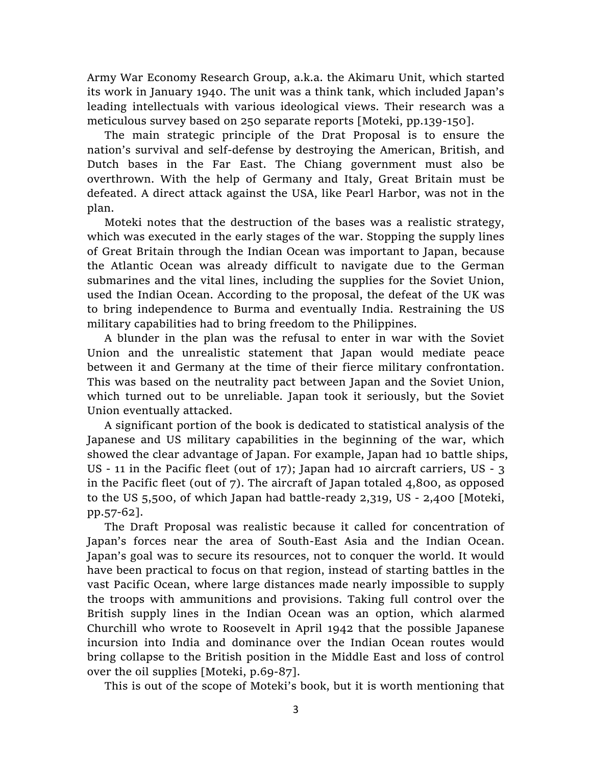Army War Economy Research Group, a.k.a. the Akimaru Unit, which started its work in January 1940. The unit was a think tank, which included Japan's leading intellectuals with various ideological views. Their research was a meticulous survey based on 250 separate reports [Moteki, pp.139-150].

The main strategic principle of the Drat Proposal is to ensure the nation's survival and self-defense by destroying the American, British, and Dutch bases in the Far East. The Chiang government must also be overthrown. With the help of Germany and Italy, Great Britain must be defeated. A direct attack against the USA, like Pearl Harbor, was not in the plan.

Moteki notes that the destruction of the bases was a realistic strategy, which was executed in the early stages of the war. Stopping the supply lines of Great Britain through the Indian Ocean was important to Japan, because the Atlantic Ocean was already difficult to navigate due to the German submarines and the vital lines, including the supplies for the Soviet Union, used the Indian Ocean. According to the proposal, the defeat of the UK was to bring independence to Burma and eventually India. Restraining the US military capabilities had to bring freedom to the Philippines.

A blunder in the plan was the refusal to enter in war with the Soviet Union and the unrealistic statement that Japan would mediate peace between it and Germany at the time of their fierce military confrontation. This was based on the neutrality pact between Japan and the Soviet Union, which turned out to be unreliable. Japan took it seriously, but the Soviet Union eventually attacked.

A significant portion of the book is dedicated to statistical analysis of the Japanese and US military capabilities in the beginning of the war, which showed the clear advantage of Japan. For example, Japan had 10 battle ships, US - 11 in the Pacific fleet (out of 17); Japan had 10 aircraft carriers, US - 3 in the Pacific fleet (out of 7). The aircraft of Japan totaled 4,800, as opposed to the US 5,500, of which Japan had battle-ready 2,319, US - 2,400 [Moteki, pp.57-62].

The Draft Proposal was realistic because it called for concentration of Japan's forces near the area of South-East Asia and the Indian Ocean. Japan's goal was to secure its resources, not to conquer the world. It would have been practical to focus on that region, instead of starting battles in the vast Pacific Ocean, where large distances made nearly impossible to supply the troops with ammunitions and provisions. Taking full control over the British supply lines in the Indian Ocean was an option, which alarmed Churchill who wrote to Roosevelt in April 1942 that the possible Japanese incursion into India and dominance over the Indian Ocean routes would bring collapse to the British position in the Middle East and loss of control over the oil supplies [Moteki, p.69-87].

This is out of the scope of Moteki's book, but it is worth mentioning that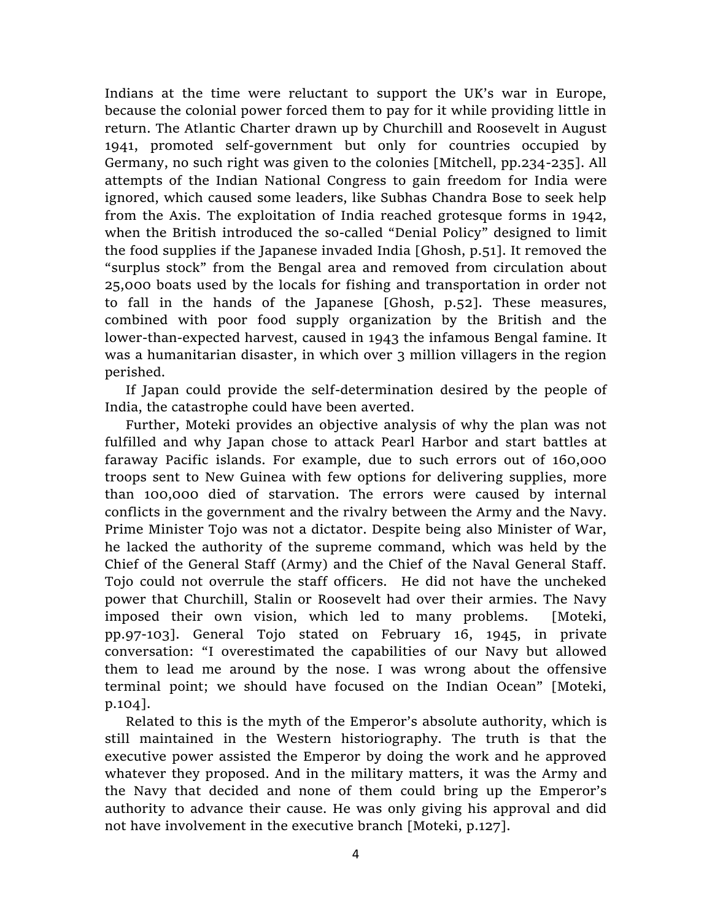Indians at the time were reluctant to support the UK's war in Europe, because the colonial power forced them to pay for it while providing little in return. The Atlantic Charter drawn up by Churchill and Roosevelt in August 1941, promoted self-government but only for countries occupied by Germany, no such right was given to the colonies [Mitchell, pp.234-235]. All attempts of the Indian National Congress to gain freedom for India were ignored, which caused some leaders, like Subhas Chandra Bose to seek help from the Axis. The exploitation of India reached grotesque forms in 1942, when the British introduced the so-called "Denial Policy" designed to limit the food supplies if the Japanese invaded India [Ghosh, p.51]. It removed the "surplus stock" from the Bengal area and removed from circulation about 25,000 boats used by the locals for fishing and transportation in order not to fall in the hands of the Japanese [Ghosh, p.52]. These measures, combined with poor food supply organization by the British and the lower-than-expected harvest, caused in 1943 the infamous Bengal famine. It was a humanitarian disaster, in which over 3 million villagers in the region perished.

If Japan could provide the self-determination desired by the people of India, the catastrophe could have been averted.

Further, Moteki provides an objective analysis of why the plan was not fulfilled and why Japan chose to attack Pearl Harbor and start battles at faraway Pacific islands. For example, due to such errors out of 160,000 troops sent to New Guinea with few options for delivering supplies, more than 100,000 died of starvation. The errors were caused by internal conflicts in the government and the rivalry between the Army and the Navy. Prime Minister Tojo was not a dictator. Despite being also Minister of War, he lacked the authority of the supreme command, which was held by the Chief of the General Staff (Army) and the Chief of the Naval General Staff. Tojo could not overrule the staff officers. He did not have the uncheked power that Churchill, Stalin or Roosevelt had over their armies. The Navy imposed their own vision, which led to many problems. [Moteki, pp.97-103]. General Tojo stated on February 16, 1945, in private conversation: "I overestimated the capabilities of our Navy but allowed them to lead me around by the nose. I was wrong about the offensive terminal point; we should have focused on the Indian Ocean" [Moteki, p.104].

Related to this is the myth of the Emperor's absolute authority, which is still maintained in the Western historiography. The truth is that the executive power assisted the Emperor by doing the work and he approved whatever they proposed. And in the military matters, it was the Army and the Navy that decided and none of them could bring up the Emperor's authority to advance their cause. He was only giving his approval and did not have involvement in the executive branch [Moteki, p.127].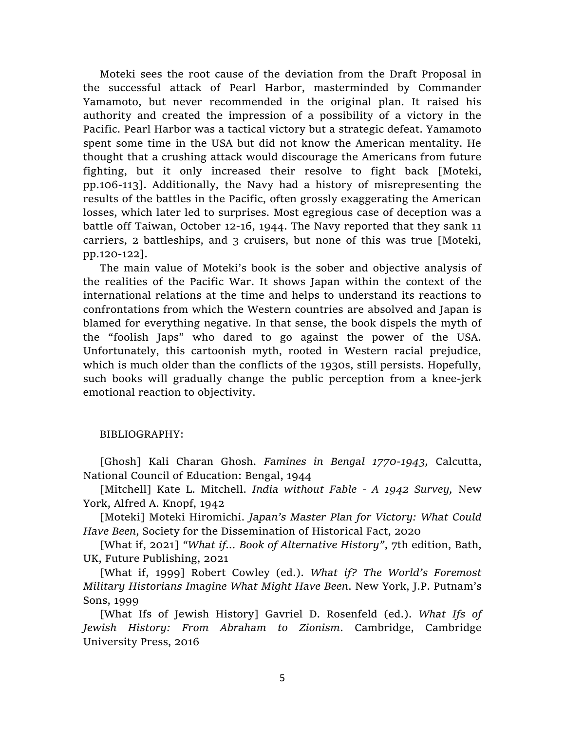Moteki sees the root cause of the deviation from the Draft Proposal in the successful attack of Pearl Harbor, masterminded by Commander Yamamoto, but never recommended in the original plan. It raised his authority and created the impression of a possibility of a victory in the Pacific. Pearl Harbor was a tactical victory but a strategic defeat. Yamamoto spent some time in the USA but did not know the American mentality. He thought that a crushing attack would discourage the Americans from future fighting, but it only increased their resolve to fight back [Moteki, pp.106-113]. Additionally, the Navy had a history of misrepresenting the results of the battles in the Pacific, often grossly exaggerating the American losses, which later led to surprises. Most egregious case of deception was a battle off Taiwan, October 12-16, 1944. The Navy reported that they sank 11 carriers, 2 battleships, and 3 cruisers, but none of this was true [Moteki, pp.120-122].

The main value of Moteki's book is the sober and objective analysis of the realities of the Pacific War. It shows Japan within the context of the international relations at the time and helps to understand its reactions to confrontations from which the Western countries are absolved and Japan is blamed for everything negative. In that sense, the book dispels the myth of the "foolish Japs" who dared to go against the power of the USA. Unfortunately, this cartoonish myth, rooted in Western racial prejudice, which is much older than the conflicts of the 1930s, still persists. Hopefully, such books will gradually change the public perception from a knee-jerk emotional reaction to objectivity.

BIBLIOGRAPHY:

[Ghosh] Kali Charan Ghosh. *Famines in Bengal 1770-1943,* Calcutta, National Council of Education: Bengal, 1944

[Mitchell] Kate L. Mitchell. *India without Fable - A 1942 Survey,* New York, Alfred A. Knopf, 1942

[Moteki] Moteki Hiromichi. *Japan's Master Plan for Victory: What Could Have Been*, Society for the Dissemination of Historical Fact, 2020

[What if, 2021] *"What if… Book of Alternative History"*, 7th edition, Bath, UK, Future Publishing, 2021

[What if, 1999] Robert Cowley (ed.). *What if? The World's Foremost Military Historians Imagine What Might Have Been*. New York, J.P. Putnam's Sons, 1999

[What Ifs of Jewish History] Gavriel D. Rosenfeld (ed.). *What Ifs of Jewish History: From Abraham to Zionism*. Cambridge, Cambridge University Press, 2016